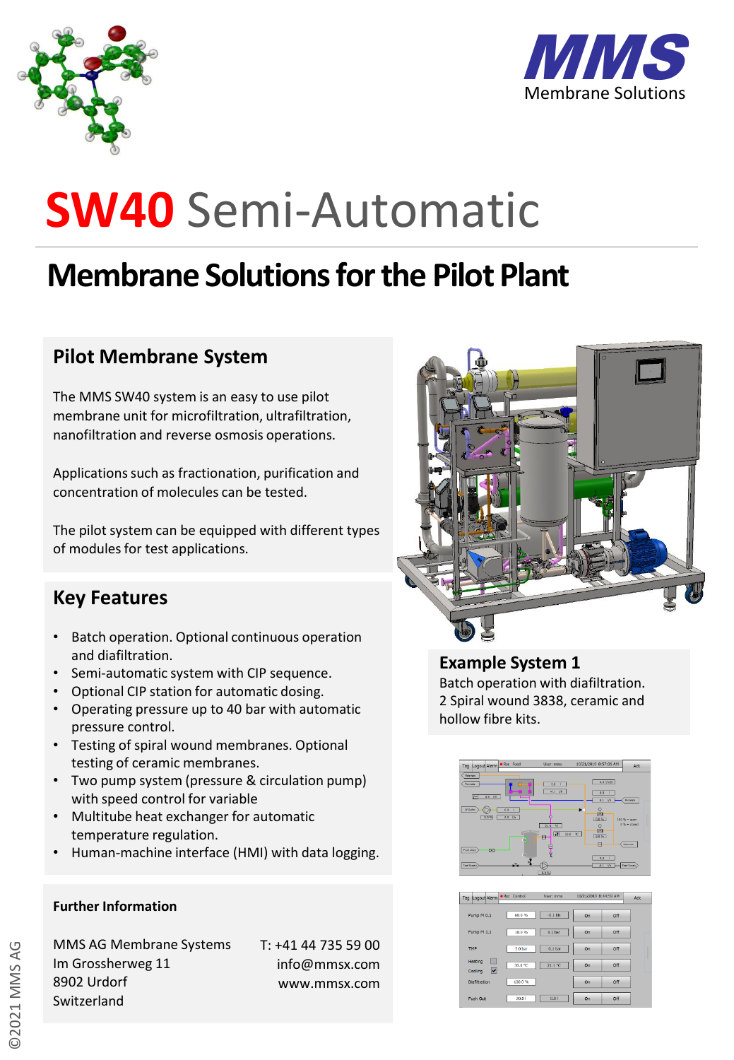# SW40 Semi-Automatic

## Membrane Solutions for the Pilot Plant

### Pilot Membrane System

The MMS SW40 system is an easy to use pilot membrane unit for microfiltration, ultrafiltration, nanofiltration and reverse osmosis operations.

Applications such as fractionation, purification and concentration of molecules can be tested.

The pilot system can be equipped with different types of modules for test applications.

### Key Features

- Batch operation. Optional continuous operation and diafiltration.
- Semi-automatic system with CIP sequence.
- Optional CIP station for automatic dosing.
- Operating pressure up to 40 bar with automatic pressure control.
- Testing of spiral wound membranes. Optional testing of ceramic membranes.
- Two pump system (pressure & circulation pump) with speed control for variable
- Multitube heat exchanger for automatic temperature regulation.
- Human-machine interface (HMI) with data logging.

### Example System 1

Batch operation with diafiltration.
2 Spiral wound 3838, ceramic and hollow fibre kits.

#### Further Information

MMS AG Membrane Systems
Im Grossherweg 11
8902 Urdorf
Switzerland

T: +41 44 735 59 00
info@mmsx.com
www.mmsx.com

©2021 MMS AG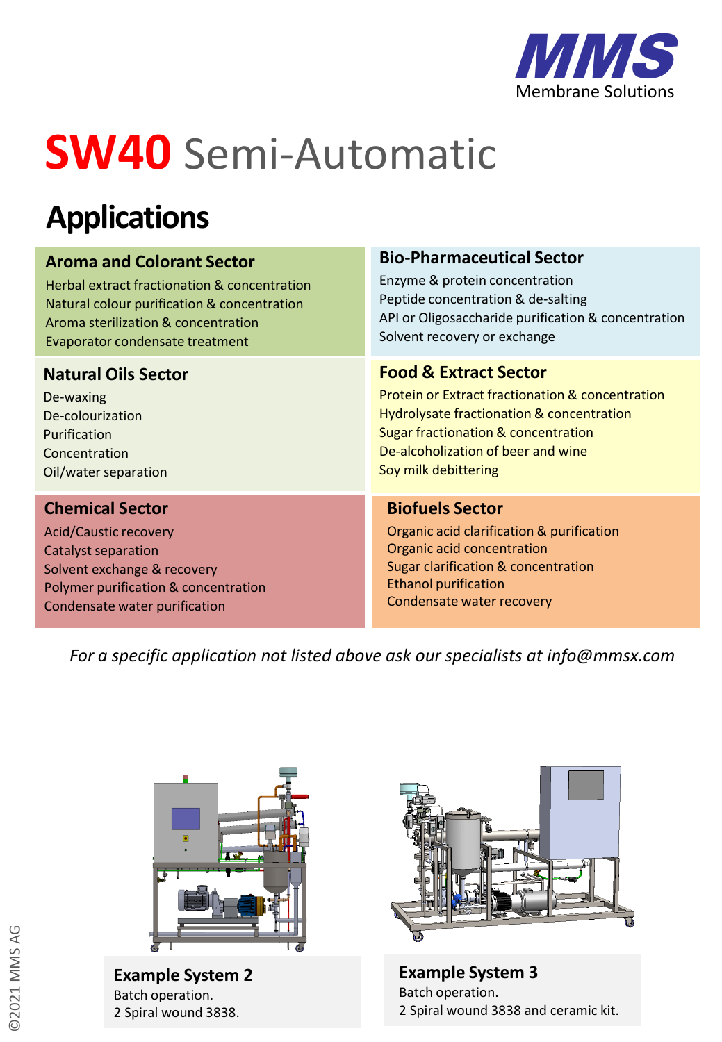MMS Membrane Solutions

# SW40 Semi-Automatic

## Applications

### Aroma and Colorant Sector

Herbal extract fractionation & concentration
Natural colour purification & concentration
Aroma sterilization & concentration
Evaporator condensate treatment

### Bio-Pharmaceutical Sector

Enzyme & protein concentration
Peptide concentration & de-salting
API or Oligosaccharide purification & concentration
Solvent recovery or exchange

### Natural Oils Sector

De-waxing
De-colourization
Purification
Concentration
Oil/water separation

### Food & Extract Sector

Protein or Extract fractionation & concentration
Hydrolysate fractionation & concentration
Sugar fractionation & concentration
De-alcoholization of beer and wine
Soy milk debittering

### Chemical Sector

Acid/Caustic recovery
Catalyst separation
Solvent exchange & recovery
Polymer purification & concentration
Condensate water purification

### Biofuels Sector

Organic acid clarification & purification
Organic acid concentration
Sugar clarification & concentration
Ethanol purification
Condensate water recovery

*For a specific application not listed above ask our specialists at info@mmsx.com*

**Example System 2**
Batch operation.
2 Spiral wound 3838.

**Example System 3**
Batch operation.
2 Spiral wound 3838 and ceramic kit.

©2021 MMS AG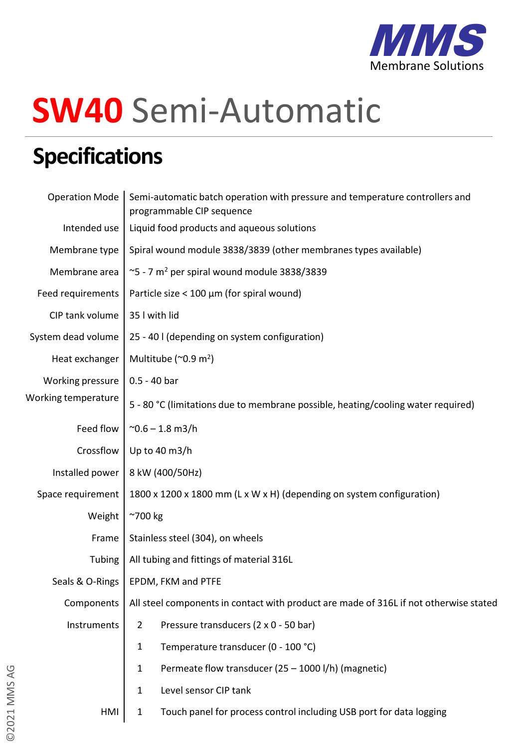MMS
Membrane Solutions

# SW40 Semi-Automatic

## Specifications

| | |
|---|---|
| Operation Mode | Semi-automatic batch operation with pressure and temperature controllers and programmable CIP sequence |
| Intended use | Liquid food products and aqueous solutions |
| Membrane type | Spiral wound module 3838/3839 (other membranes types available) |
| Membrane area | ~5 - 7 m$^2$ per spiral wound module 3838/3839 |
| Feed requirements | Particle size < 100 µm (for spiral wound) |
| CIP tank volume | 35 l with lid |
| System dead volume | 25 - 40 l (depending on system configuration) |
| Heat exchanger | Multitube (~0.9 m$^2$) |
| Working pressure | 0.5 - 40 bar |
| Working temperature | 5 - 80 °C (limitations due to membrane possible, heating/cooling water required) |
| Feed flow | ~0.6 – 1.8 m3/h |
| Crossflow | Up to 40 m3/h |
| Installed power | 8 kW (400/50Hz) |
| Space requirement | 1800 x 1200 x 1800 mm (L x W x H) (depending on system configuration) |
| Weight | ~700 kg |
| Frame | Stainless steel (304), on wheels |
| Tubing | All tubing and fittings of material 316L |
| Seals & O-Rings | EPDM, FKM and PTFE |
| Components | All steel components in contact with product are made of 316L if not otherwise stated |
| Instruments | 2 Pressure transducers (2 x 0 - 50 bar) |
| | 1 Temperature transducer (0 - 100 °C) |
| | 1 Permeate flow transducer (25 – 1000 l/h) (magnetic) |
| | 1 Level sensor CIP tank |
| HMI | 1 Touch panel for process control including USB port for data logging |

©2021 MMS AG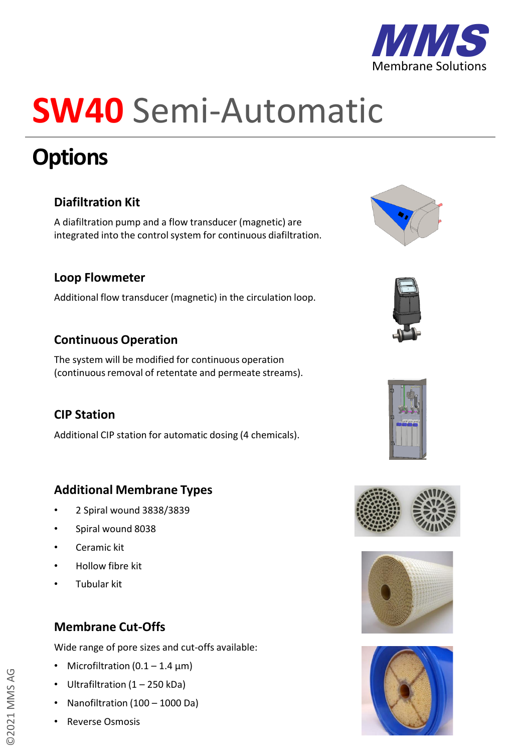MMS
Membrane Solutions

# SW40 Semi-Automatic

## Options

### Diafiltration Kit

A diafiltration pump and a flow transducer (magnetic) are integrated into the control system for continuous diafiltration.

### Loop Flowmeter

Additional flow transducer (magnetic) in the circulation loop.

### Continuous Operation

The system will be modified for continuous operation (continuous removal of retentate and permeate streams).

### CIP Station

Additional CIP station for automatic dosing (4 chemicals).

### Additional Membrane Types

- 2 Spiral wound 3838/3839
- Spiral wound 8038
- Ceramic kit
- Hollow fibre kit
- Tubular kit

### Membrane Cut-Offs

Wide range of pore sizes and cut-offs available:

- Microfiltration (0.1 – 1.4 µm)
- Ultrafiltration (1 – 250 kDa)
- Nanofiltration (100 – 1000 Da)
- Reverse Osmosis

©2021 MMS AG